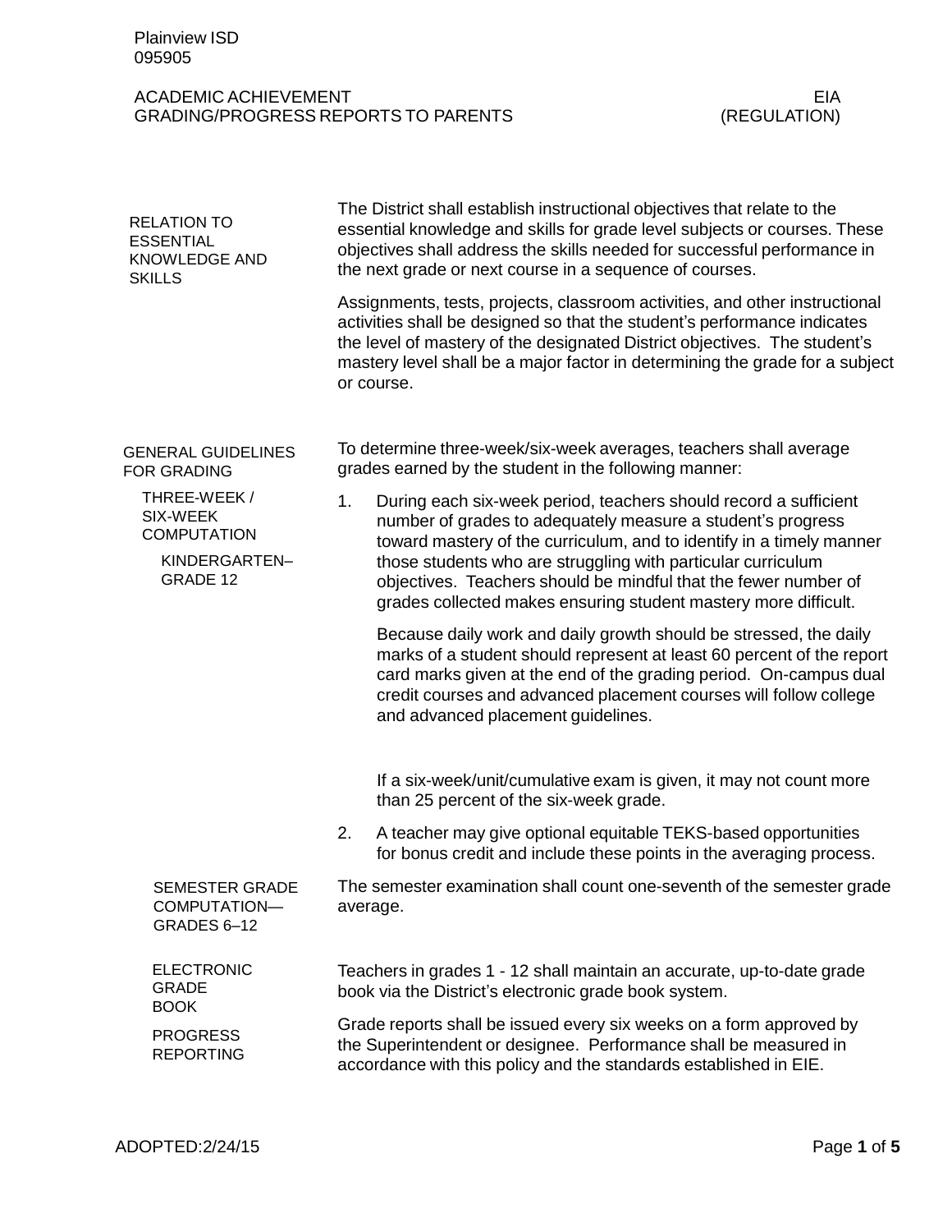Plainview ISD
095905

ACADEMIC ACHIEVEMENT — EIA
GRADING/PROGRESS REPORTS TO PARENTS — (REGULATION)

## RELATION TO ESSENTIAL KNOWLEDGE AND SKILLS

The District shall establish instructional objectives that relate to the essential knowledge and skills for grade level subjects or courses. These objectives shall address the skills needed for successful performance in the next grade or next course in a sequence of courses.

Assignments, tests, projects, classroom activities, and other instructional activities shall be designed so that the student's performance indicates the level of mastery of the designated District objectives. The student's mastery level shall be a major factor in determining the grade for a subject or course.

## GENERAL GUIDELINES FOR GRADING

### THREE-WEEK / SIX-WEEK COMPUTATION

#### KINDERGARTEN–GRADE 12

To determine three-week/six-week averages, teachers shall average grades earned by the student in the following manner:

1. During each six-week period, teachers should record a sufficient number of grades to adequately measure a student's progress toward mastery of the curriculum, and to identify in a timely manner those students who are struggling with particular curriculum objectives. Teachers should be mindful that the fewer number of grades collected makes ensuring student mastery more difficult.

   Because daily work and daily growth should be stressed, the daily marks of a student should represent at least 60 percent of the report card marks given at the end of the grading period. On-campus dual credit courses and advanced placement courses will follow college and advanced placement guidelines.

   If a six-week/unit/cumulative exam is given, it may not count more than 25 percent of the six-week grade.

2. A teacher may give optional equitable TEKS-based opportunities for bonus credit and include these points in the averaging process.

### SEMESTER GRADE COMPUTATION—GRADES 6–12

The semester examination shall count one-seventh of the semester grade average.

### ELECTRONIC GRADE BOOK

Teachers in grades 1 - 12 shall maintain an accurate, up-to-date grade book via the District's electronic grade book system.

### PROGRESS REPORTING

Grade reports shall be issued every six weeks on a form approved by the Superintendent or designee. Performance shall be measured in accordance with this policy and the standards established in EIE.

ADOPTED:2/24/15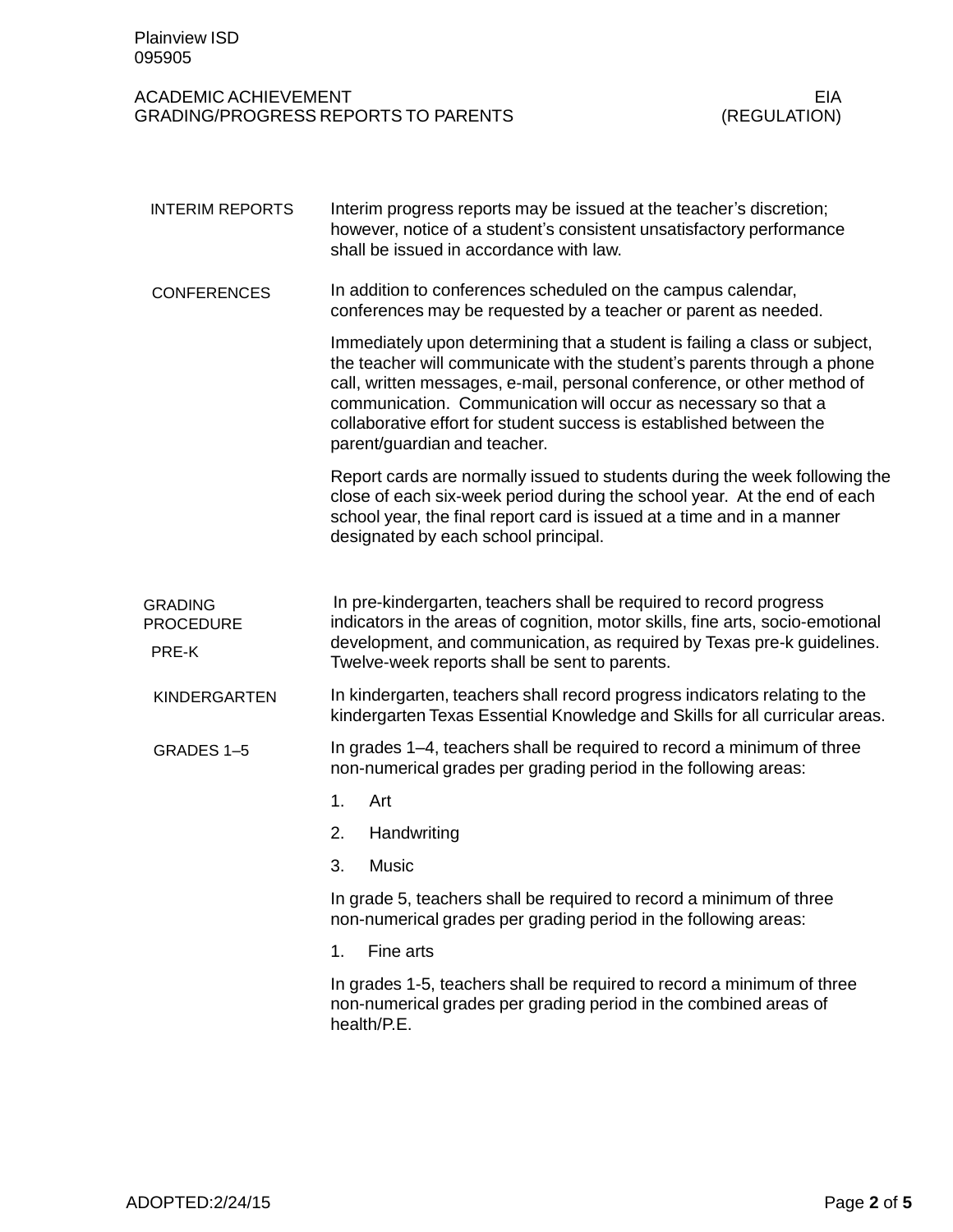## INTERIM REPORTS

Interim progress reports may be issued at the teacher's discretion; however, notice of a student's consistent unsatisfactory performance shall be issued in accordance with law.

## CONFERENCES

In addition to conferences scheduled on the campus calendar, conferences may be requested by a teacher or parent as needed.

Immediately upon determining that a student is failing a class or subject, the teacher will communicate with the student's parents through a phone call, written messages, e-mail, personal conference, or other method of communication. Communication will occur as necessary so that a collaborative effort for student success is established between the parent/guardian and teacher.

Report cards are normally issued to students during the week following the close of each six-week period during the school year. At the end of each school year, the final report card is issued at a time and in a manner designated by each school principal.

## GRADING PROCEDURE

### PRE-K

In pre-kindergarten, teachers shall be required to record progress indicators in the areas of cognition, motor skills, fine arts, socio-emotional development, and communication, as required by Texas pre-k guidelines. Twelve-week reports shall be sent to parents.

### KINDERGARTEN

In kindergarten, teachers shall record progress indicators relating to the kindergarten Texas Essential Knowledge and Skills for all curricular areas.

### GRADES 1–5

In grades 1–4, teachers shall be required to record a minimum of three non-numerical grades per grading period in the following areas:

1. Art
2. Handwriting
3. Music

In grade 5, teachers shall be required to record a minimum of three non-numerical grades per grading period in the following areas:

1. Fine arts

In grades 1-5, teachers shall be required to record a minimum of three non-numerical grades per grading period in the combined areas of health/P.E.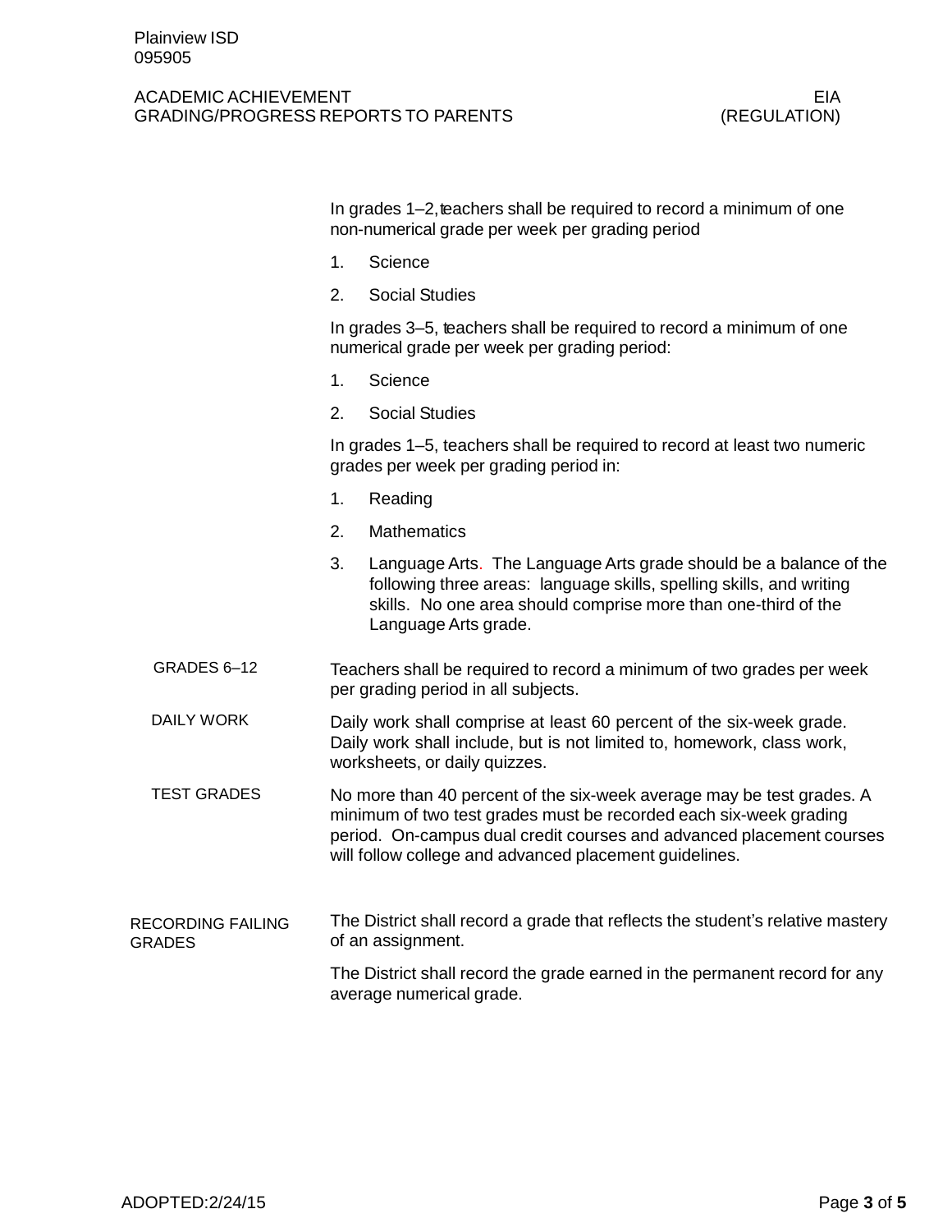In grades 1–2, teachers shall be required to record a minimum of one non-numerical grade per week per grading period

1. Science
2. Social Studies

In grades 3–5, teachers shall be required to record a minimum of one numerical grade per week per grading period:

1. Science
2. Social Studies

In grades 1–5, teachers shall be required to record at least two numeric grades per week per grading period in:

1. Reading
2. Mathematics
3. Language Arts. The Language Arts grade should be a balance of the following three areas: language skills, spelling skills, and writing skills. No one area should comprise more than one-third of the Language Arts grade.

## GRADES 6–12

Teachers shall be required to record a minimum of two grades per week per grading period in all subjects.

## DAILY WORK

Daily work shall comprise at least 60 percent of the six-week grade. Daily work shall include, but is not limited to, homework, class work, worksheets, or daily quizzes.

## TEST GRADES

No more than 40 percent of the six-week average may be test grades. A minimum of two test grades must be recorded each six-week grading period. On-campus dual credit courses and advanced placement courses will follow college and advanced placement guidelines.

## RECORDING FAILING GRADES

The District shall record a grade that reflects the student's relative mastery of an assignment.

The District shall record the grade earned in the permanent record for any average numerical grade.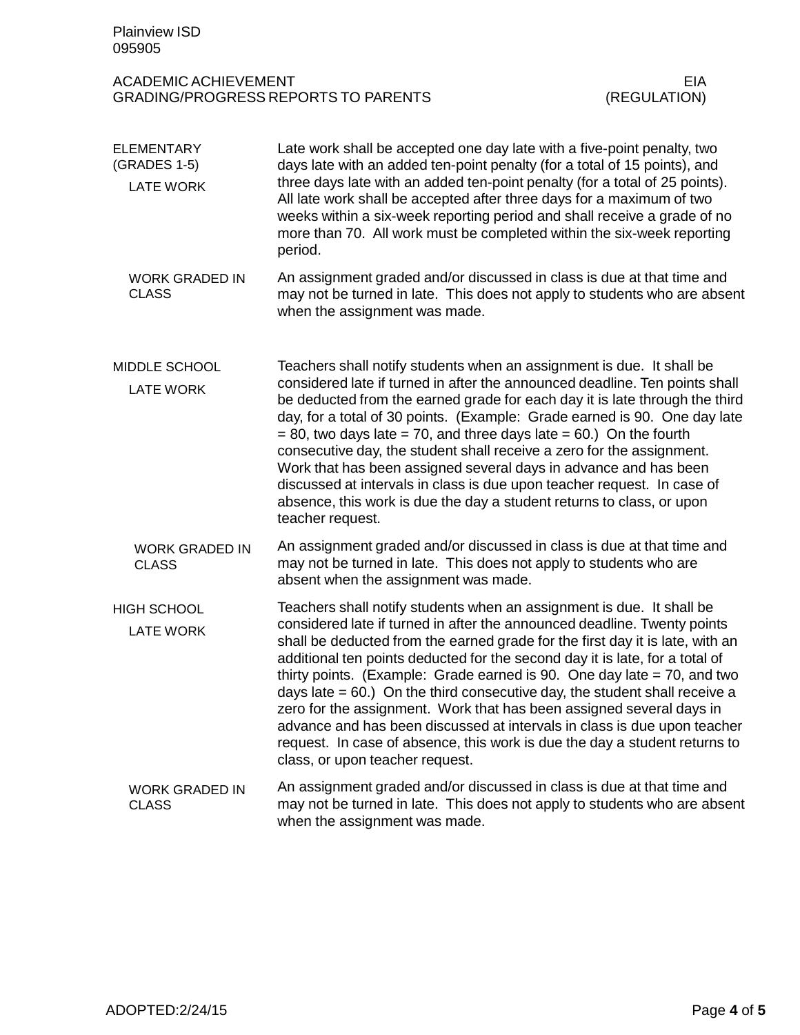## ELEMENTARY (GRADES 1-5)

### LATE WORK

Late work shall be accepted one day late with a five-point penalty, two days late with an added ten-point penalty (for a total of 15 points), and three days late with an added ten-point penalty (for a total of 25 points). All late work shall be accepted after three days for a maximum of two weeks within a six-week reporting period and shall receive a grade of no more than 70. All work must be completed within the six-week reporting period.

### WORK GRADED IN CLASS

An assignment graded and/or discussed in class is due at that time and may not be turned in late. This does not apply to students who are absent when the assignment was made.

## MIDDLE SCHOOL

### LATE WORK

Teachers shall notify students when an assignment is due. It shall be considered late if turned in after the announced deadline. Ten points shall be deducted from the earned grade for each day it is late through the third day, for a total of 30 points. (Example: Grade earned is 90. One day late = 80, two days late = 70, and three days late = 60.) On the fourth consecutive day, the student shall receive a zero for the assignment. Work that has been assigned several days in advance and has been discussed at intervals in class is due upon teacher request. In case of absence, this work is due the day a student returns to class, or upon teacher request.

### WORK GRADED IN CLASS

An assignment graded and/or discussed in class is due at that time and may not be turned in late. This does not apply to students who are absent when the assignment was made.

## HIGH SCHOOL

### LATE WORK

Teachers shall notify students when an assignment is due. It shall be considered late if turned in after the announced deadline. Twenty points shall be deducted from the earned grade for the first day it is late, with an additional ten points deducted for the second day it is late, for a total of thirty points. (Example: Grade earned is 90. One day late = 70, and two days late = 60.) On the third consecutive day, the student shall receive a zero for the assignment. Work that has been assigned several days in advance and has been discussed at intervals in class is due upon teacher request. In case of absence, this work is due the day a student returns to class, or upon teacher request.

### WORK GRADED IN CLASS

An assignment graded and/or discussed in class is due at that time and may not be turned in late. This does not apply to students who are absent when the assignment was made.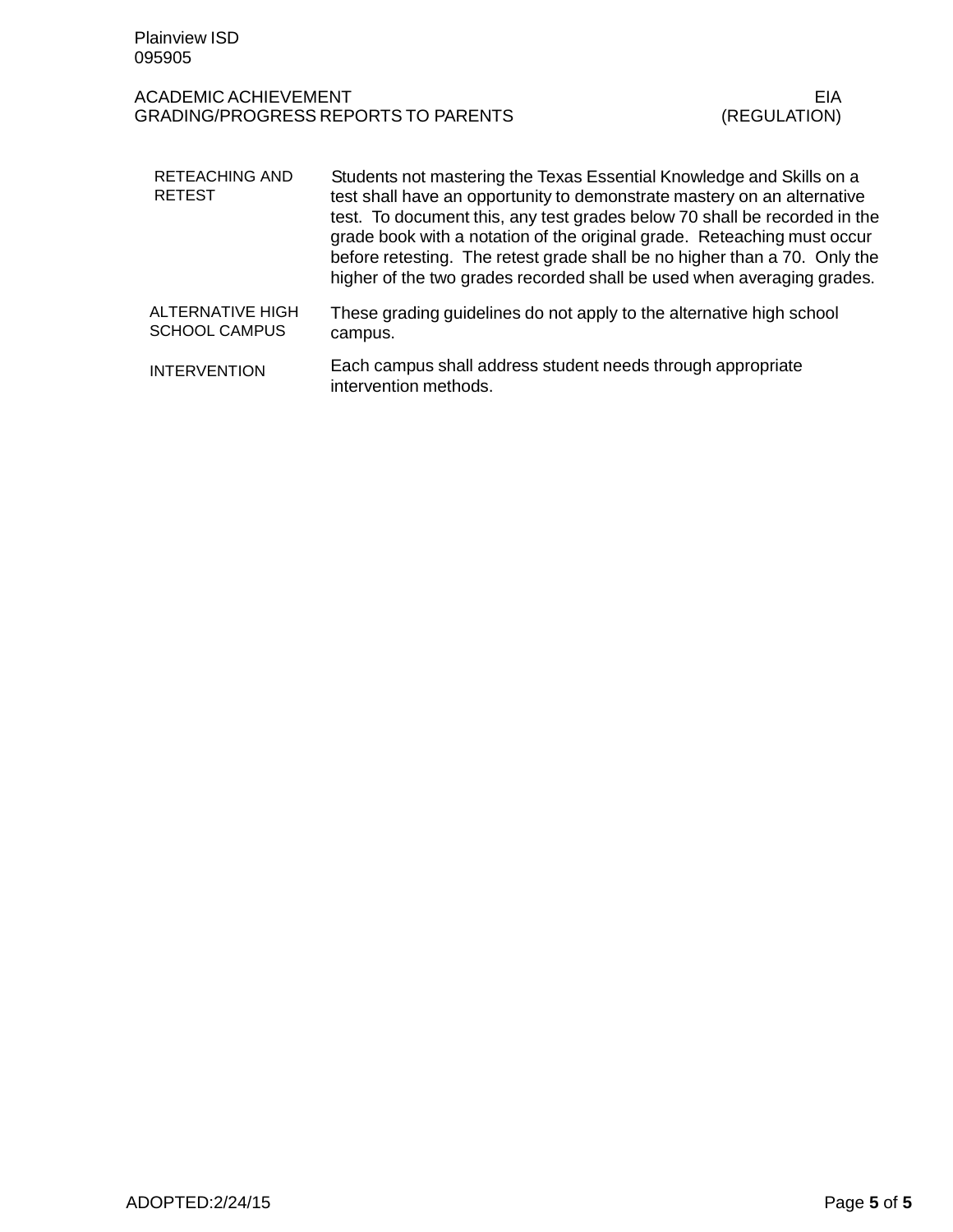### RETEACHING AND RETEST

Students not mastering the Texas Essential Knowledge and Skills on a test shall have an opportunity to demonstrate mastery on an alternative test. To document this, any test grades below 70 shall be recorded in the grade book with a notation of the original grade. Reteaching must occur before retesting. The retest grade shall be no higher than a 70. Only the higher of the two grades recorded shall be used when averaging grades.

### ALTERNATIVE HIGH SCHOOL CAMPUS

These grading guidelines do not apply to the alternative high school campus.

### INTERVENTION

Each campus shall address student needs through appropriate intervention methods.

ADOPTED:2/24/15